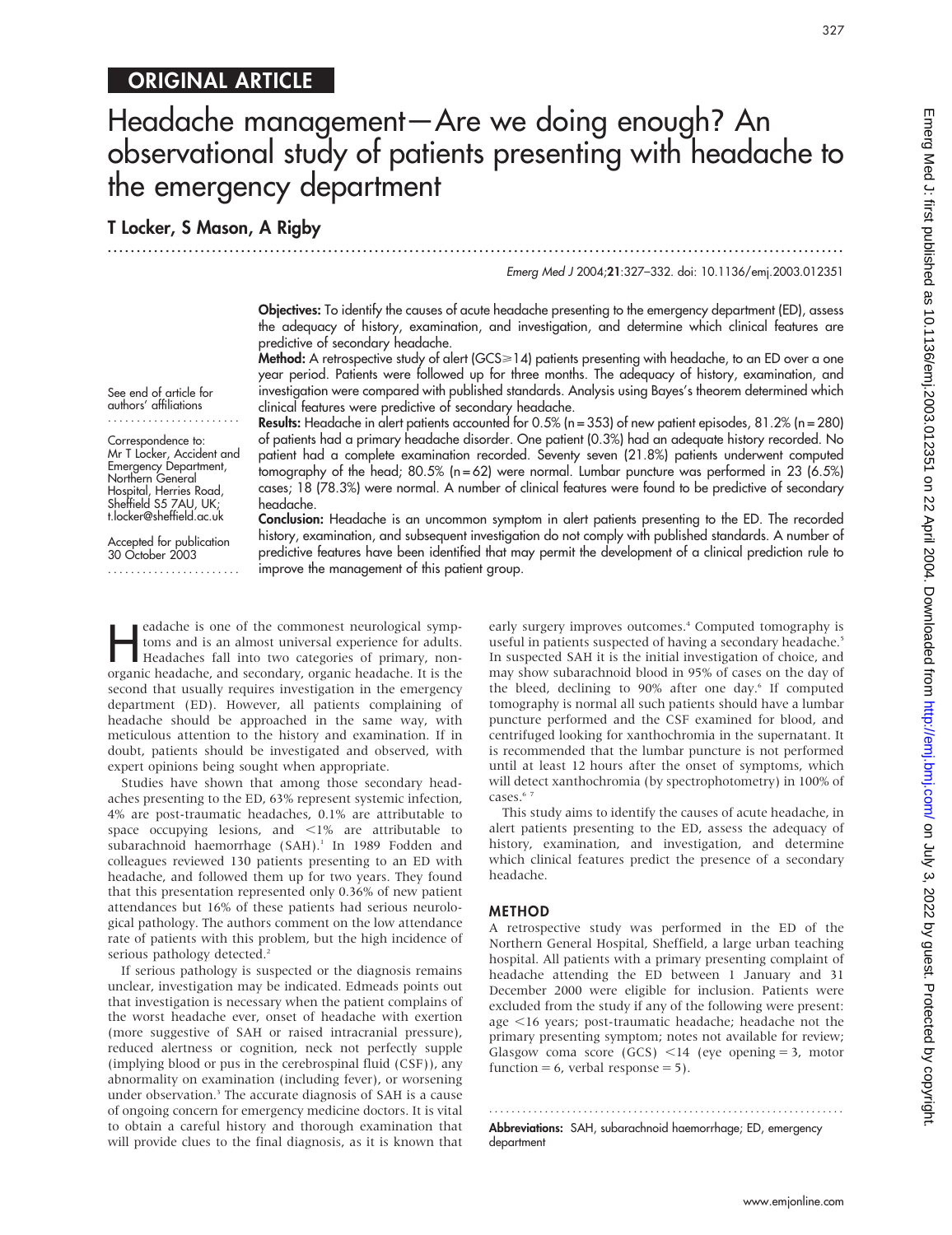ORIGINAL ARTICLE

# Headache management—Are we doing enough? An observational study of patients presenting with headache to the emergency department

**T Locker, S Mason, A Rigby**

*Emerg Med J* 2004;**21**:327–332. doi: 10.1136/emj.2003.012351

See end of article for authors' affiliations

Correspondence to: Mr T Locker, Accident and Emergency Department, Northern General Hospital, Herries Road, Sheffield S5 7AU, UK; t.locker@sheffield.ac.uk

Accepted for publication 30 October 2003

**Objectives:** To identify the causes of acute headache presenting to the emergency department (ED), assess the adequacy of history, examination, and investigation, and determine which clinical features are predictive of secondary headache.

**Method:** A retrospective study of alert (GCS≥14) patients presenting with headache, to an ED over a one year period. Patients were followed up for three months. The adequacy of history, examination, and investigation were compared with published standards. Analysis using Bayes's theorem determined which clinical features were predictive of secondary headache.

**Results:** Headache in alert patients accounted for 0.5% (n = 353) of new patient episodes, 81.2% (n = 280) of patients had a primary headache disorder. One patient (0.3%) had an adequate history recorded. No patient had a complete examination recorded. Seventy seven (21.8%) patients underwent computed tomography of the head; 80.5% (n = 62) were normal. Lumbar puncture was performed in 23 (6.5%) cases; 18 (78.3%) were normal. A number of clinical features were found to be predictive of secondary headache.

**Conclusion:** Headache is an uncommon symptom in alert patients presenting to the ED. The recorded history, examination, and subsequent investigation do not comply with published standards. A number of predictive features have been identified that may permit the development of a clinical prediction rule to improve the management of this patient group.

Headache is one of the commonest neurological symptoms and is an almost universal experience for adults. Headaches fall into two categories of primary, non-organic headache, and secondary, organic headache. It is the second that usually requires investigation in the emergency department (ED). However, all patients complaining of headache should be approached in the same way, with meticulous attention to the history and examination. If in doubt, patients should be investigated and observed, with expert opinions being sought when appropriate.

Studies have shown that among those secondary headaches presenting to the ED, 63% represent systemic infection, 4% are post-traumatic headaches, 0.1% are attributable to space occupying lesions, and <1% are attributable to subarachnoid haemorrhage (SAH).[1] In 1989 Fodden and colleagues reviewed 130 patients presenting to an ED with headache, and followed them up for two years. They found that this presentation represented only 0.36% of new patient attendances but 16% of these patients had serious neurological pathology. The authors comment on the low attendance rate of patients with this problem, but the high incidence of serious pathology detected.[2]

If serious pathology is suspected or the diagnosis remains unclear, investigation may be indicated. Edmeads points out that investigation is necessary when the patient complains of the worst headache ever, onset of headache with exertion (more suggestive of SAH or raised intracranial pressure), reduced alertness or cognition, neck not perfectly supple (implying blood or pus in the cerebrospinal fluid (CSF)), any abnormality on examination (including fever), or worsening under observation.[3] The accurate diagnosis of SAH is a cause of ongoing concern for emergency medicine doctors. It is vital to obtain a careful history and thorough examination that will provide clues to the final diagnosis, as it is known that early surgery improves outcomes.[4] Computed tomography is useful in patients suspected of having a secondary headache.[5] In suspected SAH it is the initial investigation of choice, and may show subarachnoid blood in 95% of cases on the day of the bleed, declining to 90% after one day.[6] If computed tomography is normal all such patients should have a lumbar puncture performed and the CSF examined for blood, and centrifuged looking for xanthochromia in the supernatant. It is recommended that the lumbar puncture is not performed until at least 12 hours after the onset of symptoms, which will detect xanthochromia (by spectrophotometry) in 100% of cases.[6,7]

This study aims to identify the causes of acute headache, in alert patients presenting to the ED, assess the adequacy of history, examination, and investigation, and determine which clinical features predict the presence of a secondary headache.

## METHOD

A retrospective study was performed in the ED of the Northern General Hospital, Sheffield, a large urban teaching hospital. All patients with a primary presenting complaint of headache attending the ED between 1 January and 31 December 2000 were eligible for inclusion. Patients were excluded from the study if any of the following were present: age <16 years; post-traumatic headache; headache not the primary presenting symptom; notes not available for review; Glasgow coma score (GCS) <14 (eye opening = 3, motor function = 6, verbal response = 5).

**Abbreviations:** SAH, subarachnoid haemorrhage; ED, emergency department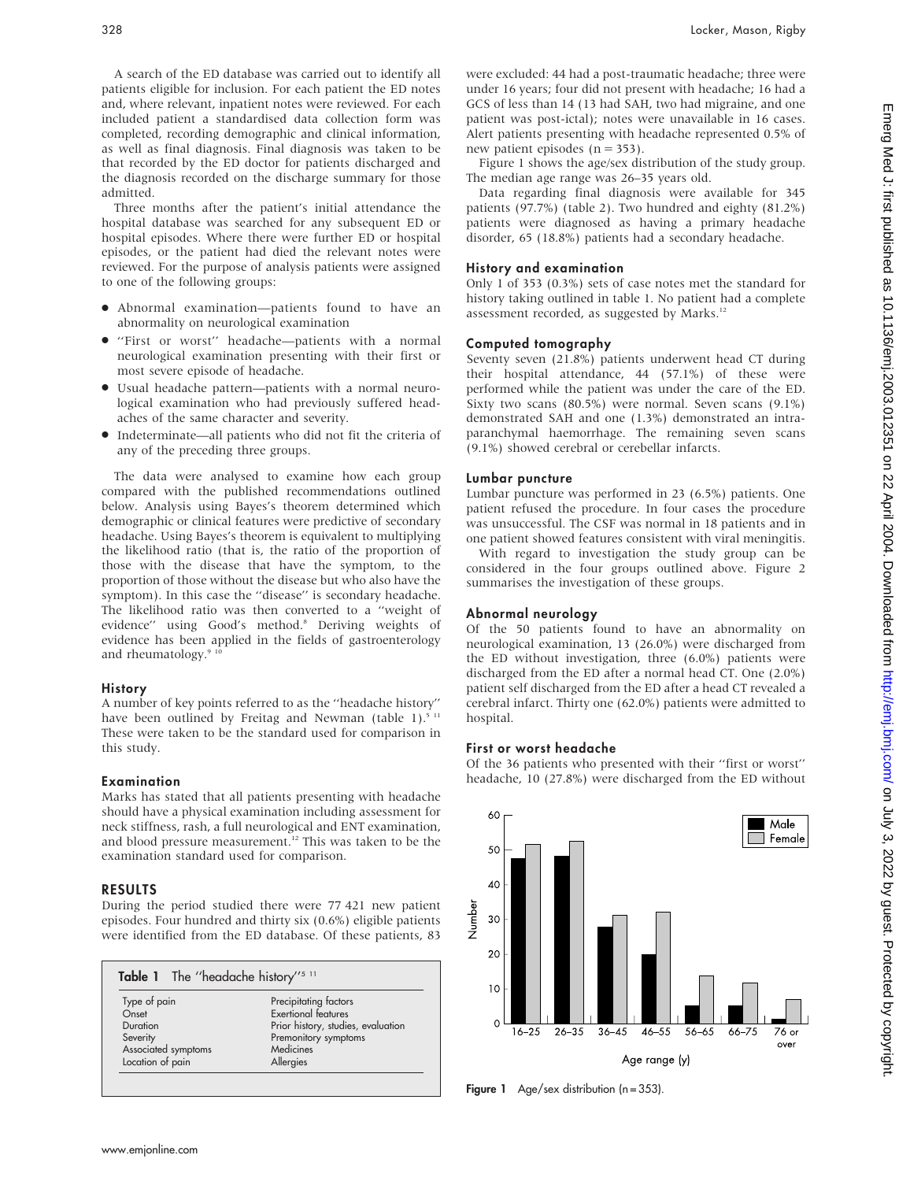A search of the ED database was carried out to identify all patients eligible for inclusion. For each patient the ED notes and, where relevant, inpatient notes were reviewed. For each included patient a standardised data collection form was completed, recording demographic and clinical information, as well as final diagnosis. Final diagnosis was taken to be that recorded by the ED doctor for patients discharged and the diagnosis recorded on the discharge summary for those admitted.

Three months after the patient's initial attendance the hospital database was searched for any subsequent ED or hospital episodes. Where there were further ED or hospital episodes, or the patient had died the relevant notes were reviewed. For the purpose of analysis patients were assigned to one of the following groups:

- Abnormal examination—patients found to have an abnormality on neurological examination
- "First or worst" headache—patients with a normal neurological examination presenting with their first or most severe episode of headache.
- Usual headache pattern—patients with a normal neurological examination who had previously suffered headaches of the same character and severity.
- Indeterminate—all patients who did not fit the criteria of any of the preceding three groups.

The data were analysed to examine how each group compared with the published recommendations outlined below. Analysis using Bayes's theorem determined which demographic or clinical features were predictive of secondary headache. Using Bayes's theorem is equivalent to multiplying the likelihood ratio (that is, the ratio of the proportion of those with the disease that have the symptom, to the proportion of those without the disease but who also have the symptom). In this case the "disease" is secondary headache. The likelihood ratio was then converted to a "weight of evidence" using Good's method.[8] Deriving weights of evidence has been applied in the fields of gastroenterology and rheumatology.[9,10]

### History

A number of key points referred to as the "headache history" have been outlined by Freitag and Newman (table 1).[5,11] These were taken to be the standard used for comparison in this study.

### Examination

Marks has stated that all patients presenting with headache should have a physical examination including assessment for neck stiffness, rash, a full neurological and ENT examination, and blood pressure measurement.[12] This was taken to be the examination standard used for comparison.

## RESULTS

During the period studied there were 77 421 new patient episodes. Four hundred and thirty six (0.6%) eligible patients were identified from the ED database. Of these patients, 83 were excluded: 44 had a post-traumatic headache; three were under 16 years; four did not present with headache; 16 had a GCS of less than 14 (13 had SAH, two had migraine, and one patient was post-ictal); notes were unavailable in 16 cases. Alert patients presenting with headache represented 0.5% of new patient episodes (n = 353).

Figure 1 shows the age/sex distribution of the study group. The median age range was 26–35 years old.

Data regarding final diagnosis were available for 345 patients (97.7%) (table 2). Two hundred and eighty (81.2%) patients were diagnosed as having a primary headache disorder, 65 (18.8%) patients had a secondary headache.

**Table 1** The "headache history"[5,11]

| | |
|---|---|
| Type of pain | Precipitating factors |
| Onset | Exertional features |
| Duration | Prior history, studies, evaluation |
| Severity | Premonitory symptoms |
| Associated symptoms | Medicines |
| Location of pain | Allergies |

### History and examination

Only 1 of 353 (0.3%) sets of case notes met the standard for history taking outlined in table 1. No patient had a complete assessment recorded, as suggested by Marks.[12]

### Computed tomography

Seventy seven (21.8%) patients underwent head CT during their hospital attendance, 44 (57.1%) of these were performed while the patient was under the care of the ED. Sixty two scans (80.5%) were normal. Seven scans (9.1%) demonstrated SAH and one (1.3%) demonstrated an intraparanchymal haemorrhage. The remaining seven scans (9.1%) showed cerebral or cerebellar infarcts.

### Lumbar puncture

Lumbar puncture was performed in 23 (6.5%) patients. One patient refused the procedure. In four cases the procedure was unsuccessful. The CSF was normal in 18 patients and in one patient showed features consistent with viral meningitis.

With regard to investigation the study group can be considered in the four groups outlined above. Figure 2 summarises the investigation of these groups.

### Abnormal neurology

Of the 50 patients found to have an abnormality on neurological examination, 13 (26.0%) were discharged from the ED without investigation, three (6.0%) patients were discharged from the ED after a normal head CT. One (2.0%) patient self discharged from the ED after a head CT revealed a cerebral infarct. Thirty one (62.0%) patients were admitted to hospital.

### First or worst headache

Of the 36 patients who presented with their "first or worst" headache, 10 (27.8%) were discharged from the ED without

| Age range (y) | Male | Female |
|---|---|---|
| 16–25 | 47 | 51 |
| 26–35 | 48 | 52 |
| 36–45 | 28 | 31 |
| 46–55 | 20 | 32 |
| 56–65 | 5 | 14 |
| 66–75 | 5 | 12 |
| 76 or over | 1 | 7 |

**Figure 1** Age/sex distribution (n = 353).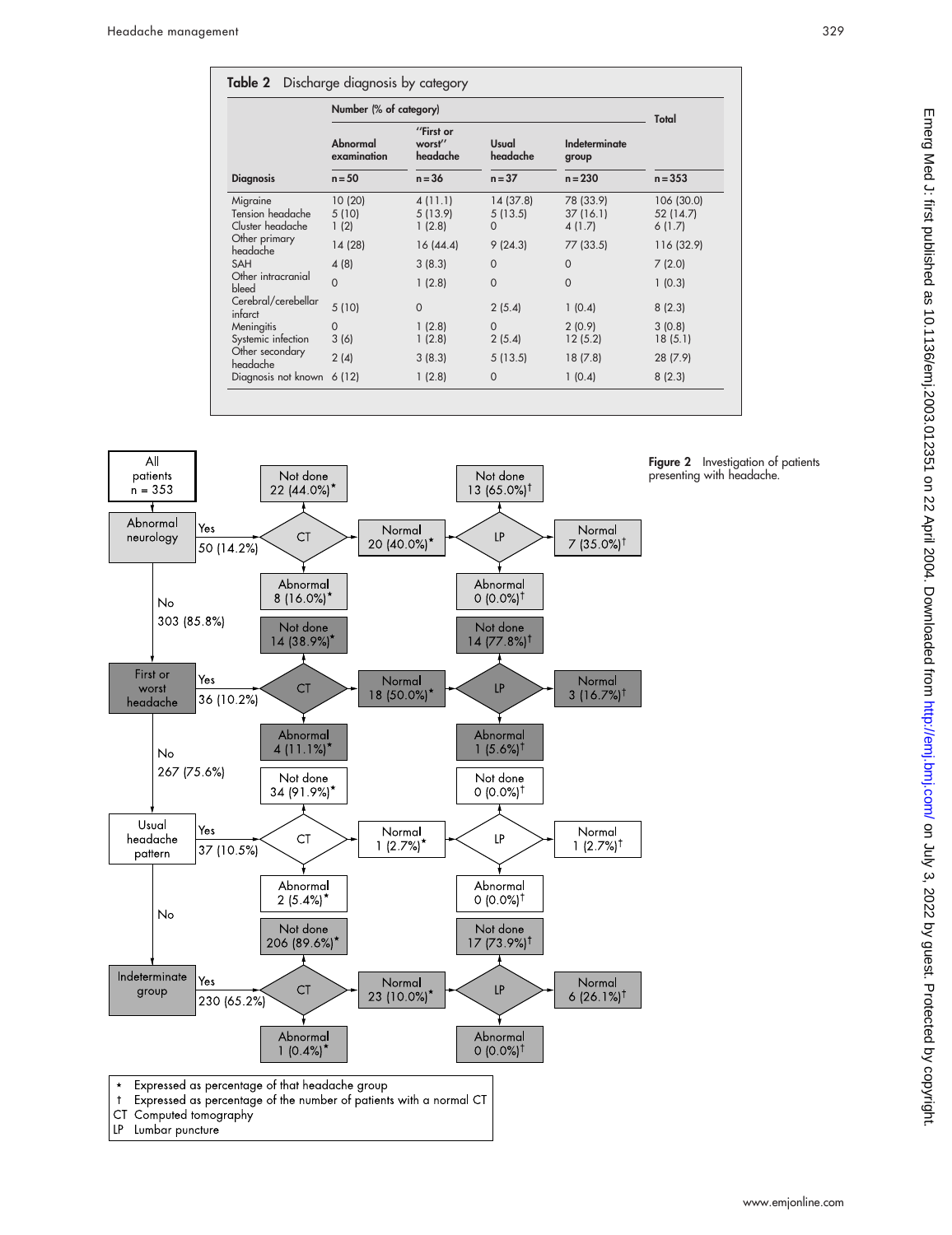**Table 2** Discharge diagnosis by category

| | Number (% of category) | | | | Total |
|---|---|---|---|---|---|
| | Abnormal examination | "First or worst" headache | Usual headache | Indeterminate group | |
| Diagnosis | n = 50 | n = 36 | n = 37 | n = 230 | n = 353 |
| Migraine | 10 (20) | 4 (11.1) | 14 (37.8) | 78 (33.9) | 106 (30.0) |
| Tension headache | 5 (10) | 5 (13.9) | 5 (13.5) | 37 (16.1) | 52 (14.7) |
| Cluster headache | 1 (2) | 1 (2.8) | 0 | 4 (1.7) | 6 (1.7) |
| Other primary headache | 14 (28) | 16 (44.4) | 9 (24.3) | 77 (33.5) | 116 (32.9) |
| SAH | 4 (8) | 3 (8.3) | 0 | 0 | 7 (2.0) |
| Other intracranial bleed | 0 | 1 (2.8) | 0 | 0 | 1 (0.3) |
| Cerebral/cerebellar infarct | 5 (10) | 0 | 2 (5.4) | 1 (0.4) | 8 (2.3) |
| Meningitis | 0 | 1 (2.8) | 0 | 2 (0.9) | 3 (0.8) |
| Systemic infection | 3 (6) | 1 (2.8) | 2 (5.4) | 12 (5.2) | 18 (5.1) |
| Other secondary headache | 2 (4) | 3 (8.3) | 5 (13.5) | 18 (7.8) | 28 (7.9) |
| Diagnosis not known | 6 (12) | 1 (2.8) | 0 | 1 (0.4) | 8 (2.3) |

| Group | Group size | CT not done* | CT normal* | CT abnormal* | LP not done† | LP normal† | LP abnormal† |
|---|---|---|---|---|---|---|---|
| Abnormal neurology | Yes: 50 (14.2%) | 22 (44.0%) | 20 (40.0%) | 8 (16.0%) | 13 (65.0%) | 7 (35.0%) | 0 (0.0%) |
| First or worst headache | Yes: 36 (10.2%) | 14 (38.9%) | 18 (50.0%) | 4 (11.1%) | 14 (77.8%) | 3 (16.7%) | 1 (5.6%) |
| Usual headache pattern | Yes: 37 (10.5%) | 34 (91.9%) | 1 (2.7%) | 2 (5.4%) | 0 (0.0%) | 1 (2.7%) | 0 (0.0%) |
| Indeterminate group | Yes: 230 (65.2%) | 206 (89.6%) | 23 (10.0%) | 1 (0.4%) | 17 (73.9%) | 6 (26.1%) | 0 (0.0%) |

All patients n = 353. Abnormal neurology: No 303 (85.8%). First or worst headache: No 267 (75.6%). Usual headache pattern: No → Indeterminate group.

\* Expressed as percentage of that headache group
† Expressed as percentage of the number of patients with a normal CT
CT Computed tomography
LP Lumbar puncture

**Figure 2** Investigation of patients presenting with headache.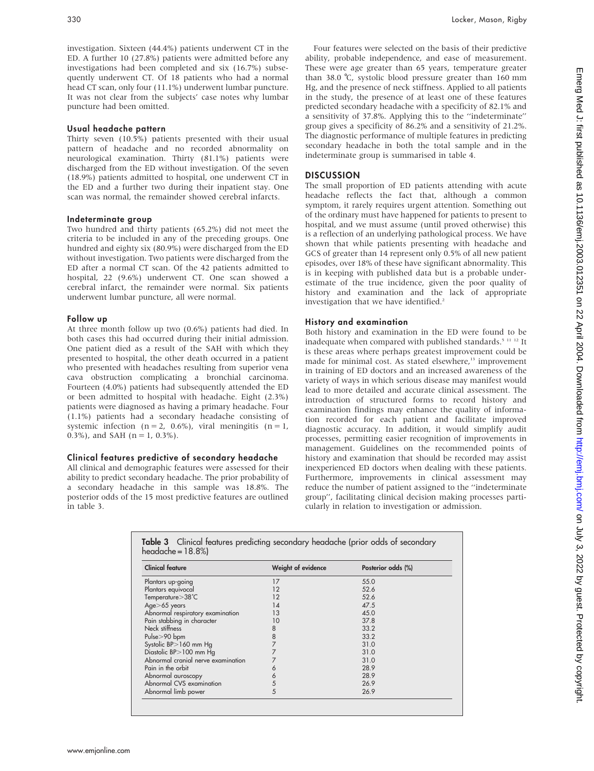investigation. Sixteen (44.4%) patients underwent CT in the ED. A further 10 (27.8%) patients were admitted before any investigations had been completed and six (16.7%) subsequently underwent CT. Of 18 patients who had a normal head CT scan, only four (11.1%) underwent lumbar puncture. It was not clear from the subjects' case notes why lumbar puncture had been omitted.

### Usual headache pattern

Thirty seven (10.5%) patients presented with their usual pattern of headache and no recorded abnormality on neurological examination. Thirty (81.1%) patients were discharged from the ED without investigation. Of the seven (18.9%) patients admitted to hospital, one underwent CT in the ED and a further two during their inpatient stay. One scan was normal, the remainder showed cerebral infarcts.

### Indeterminate group

Two hundred and thirty patients (65.2%) did not meet the criteria to be included in any of the preceding groups. One hundred and eighty six (80.9%) were discharged from the ED without investigation. Two patients were discharged from the ED after a normal CT scan. Of the 42 patients admitted to hospital, 22 (9.6%) underwent CT. One scan showed a cerebral infarct, the remainder were normal. Six patients underwent lumbar puncture, all were normal.

### Follow up

At three month follow up two (0.6%) patients had died. In both cases this had occurred during their initial admission. One patient died as a result of the SAH with which they presented to hospital, the other death occurred in a patient who presented with headaches resulting from superior vena cava obstruction complicating a bronchial carcinoma. Fourteen (4.0%) patients had subsequently attended the ED or been admitted to hospital with headache. Eight (2.3%) patients were diagnosed as having a primary headache. Four (1.1%) patients had a secondary headache consisting of systemic infection (n = 2, 0.6%), viral meningitis (n = 1, 0.3%), and SAH (n = 1, 0.3%).

### Clinical features predictive of secondary headache

All clinical and demographic features were assessed for their ability to predict secondary headache. The prior probability of a secondary headache in this sample was 18.8%. The posterior odds of the 15 most predictive features are outlined in table 3.

Four features were selected on the basis of their predictive ability, probable independence, and ease of measurement. These were age greater than 65 years, temperature greater than 38.0 °C, systolic blood pressure greater than 160 mm Hg, and the presence of neck stiffness. Applied to all patients in the study, the presence of at least one of these features predicted secondary headache with a specificity of 82.1% and a sensitivity of 37.8%. Applying this to the "indeterminate" group gives a specificity of 86.2% and a sensitivity of 21.2%. The diagnostic performance of multiple features in predicting secondary headache in both the total sample and in the indeterminate group is summarised in table 4.

## DISCUSSION

The small proportion of ED patients attending with acute headache reflects the fact that, although a common symptom, it rarely requires urgent attention. Something out of the ordinary must have happened for patients to present to hospital, and we must assume (until proved otherwise) this is a reflection of an underlying pathological process. We have shown that while patients presenting with headache and GCS of greater than 14 represent only 0.5% of all new patient episodes, over 18% of these have significant abnormality. This is in keeping with published data but is a probable underestimate of the true incidence, given the poor quality of history and examination and the lack of appropriate investigation that we have identified.[2]

### History and examination

Both history and examination in the ED were found to be inadequate when compared with published standards.[5 11 12] It is these areas where perhaps greatest improvement could be made for minimal cost. As stated elsewhere,[13] improvement in training of ED doctors and an increased awareness of the variety of ways in which serious disease may manifest would lead to more detailed and accurate clinical assessment. The introduction of structured forms to record history and examination findings may enhance the quality of information recorded for each patient and facilitate improved diagnostic accuracy. In addition, it would simplify audit processes, permitting easier recognition of improvements in management. Guidelines on the recommended points of history and examination that should be recorded may assist inexperienced ED doctors when dealing with these patients. Furthermore, improvements in clinical assessment may reduce the number of patient assigned to the "indeterminate group", facilitating clinical decision making processes particularly in relation to investigation or admission.

**Table 3** Clinical features predicting secondary headache (prior odds of secondary headache = 18.8%)

| Clinical feature | Weight of evidence | Posterior odds (%) |
|---|---|---|
| Plantars up-going | 17 | 55.0 |
| Plantars equivocal | 12 | 52.6 |
| Temperature>38°C | 12 | 52.6 |
| Age>65 years | 14 | 47.5 |
| Abnormal respiratory examination | 13 | 45.0 |
| Pain stabbing in character | 10 | 37.8 |
| Neck stiffness | 8 | 33.2 |
| Pulse>90 bpm | 8 | 33.2 |
| Systolic BP>160 mm Hg | 7 | 31.0 |
| Diastolic BP>100 mm Hg | 7 | 31.0 |
| Abnormal cranial nerve examination | 7 | 31.0 |
| Pain in the orbit | 6 | 28.9 |
| Abnormal auroscopy | 6 | 28.9 |
| Abnormal CVS examination | 5 | 26.9 |
| Abnormal limb power | 5 | 26.9 |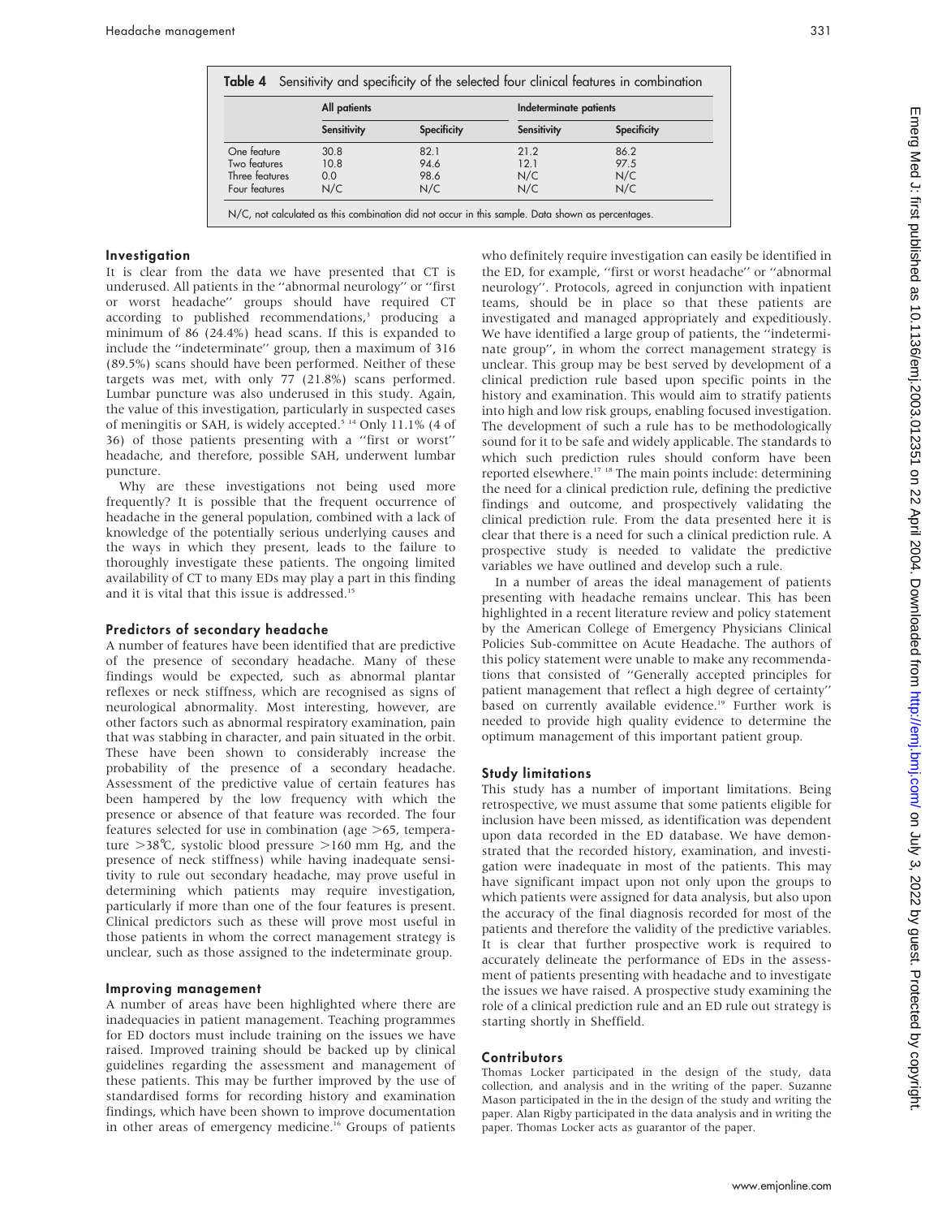**Table 4** Sensitivity and specificity of the selected four clinical features in combination

| | All patients | | Indeterminate patients | |
|---|---|---|---|---|
| | Sensitivity | Specificity | Sensitivity | Specificity |
| One feature | 30.8 | 82.1 | 21.2 | 86.2 |
| Two features | 10.8 | 94.6 | 12.1 | 97.5 |
| Three features | 0.0 | 98.6 | N/C | N/C |
| Four features | N/C | N/C | N/C | N/C |

N/C, not calculated as this combination did not occur in this sample. Data shown as percentages.

### Investigation

It is clear from the data we have presented that CT is underused. All patients in the "abnormal neurology" or "first or worst headache" groups should have required CT according to published recommendations,[3] producing a minimum of 86 (24.4%) head scans. If this is expanded to include the "indeterminate" group, then a maximum of 316 (89.5%) scans should have been performed. Neither of these targets was met, with only 77 (21.8%) scans performed. Lumbar puncture was also underused in this study. Again, the value of this investigation, particularly in suspected cases of meningitis or SAH, is widely accepted.[5 14] Only 11.1% (4 of 36) of those patients presenting with a "first or worst" headache, and therefore, possible SAH, underwent lumbar puncture.

Why are these investigations not being used more frequently? It is possible that the frequent occurrence of headache in the general population, combined with a lack of knowledge of the potentially serious underlying causes and the ways in which they present, leads to the failure to thoroughly investigate these patients. The ongoing limited availability of CT to many EDs may play a part in this finding and it is vital that this issue is addressed.[15]

### Predictors of secondary headache

A number of features have been identified that are predictive of the presence of secondary headache. Many of these findings would be expected, such as abnormal plantar reflexes or neck stiffness, which are recognised as signs of neurological abnormality. Most interesting, however, are other factors such as abnormal respiratory examination, pain that was stabbing in character, and pain situated in the orbit. These have been shown to considerably increase the probability of the presence of a secondary headache. Assessment of the predictive value of certain features has been hampered by the low frequency with which the presence or absence of that feature was recorded. The four features selected for use in combination (age >65, temperature >38°C, systolic blood pressure >160 mm Hg, and the presence of neck stiffness) while having inadequate sensitivity to rule out secondary headache, may prove useful in determining which patients may require investigation, particularly if more than one of the four features is present. Clinical predictors such as these will prove most useful in those patients in whom the correct management strategy is unclear, such as those assigned to the indeterminate group.

### Improving management

A number of areas have been highlighted where there are inadequacies in patient management. Teaching programmes for ED doctors must include training on the issues we have raised. Improved training should be backed up by clinical guidelines regarding the assessment and management of these patients. This may be further improved by the use of standardised forms for recording history and examination findings, which have been shown to improve documentation in other areas of emergency medicine.[16] Groups of patients who definitely require investigation can easily be identified in the ED, for example, "first or worst headache" or "abnormal neurology". Protocols, agreed in conjunction with inpatient teams, should be in place so that these patients are investigated and managed appropriately and expeditiously. We have identified a large group of patients, the "indeterminate group", in whom the correct management strategy is unclear. This group may be best served by development of a clinical prediction rule based upon specific points in the history and examination. This would aim to stratify patients into high and low risk groups, enabling focused investigation. The development of such a rule has to be methodologically sound for it to be safe and widely applicable. The standards to which such prediction rules should conform have been reported elsewhere.[17 18] The main points include: determining the need for a clinical prediction rule, defining the predictive findings and outcome, and prospectively validating the clinical prediction rule. From the data presented here it is clear that there is a need for such a clinical prediction rule. A prospective study is needed to validate the predictive variables we have outlined and develop such a rule.

In a number of areas the ideal management of patients presenting with headache remains unclear. This has been highlighted in a recent literature review and policy statement by the American College of Emergency Physicians Clinical Policies Sub-committee on Acute Headache. The authors of this policy statement were unable to make any recommendations that consisted of "Generally accepted principles for patient management that reflect a high degree of certainty" based on currently available evidence.[19] Further work is needed to provide high quality evidence to determine the optimum management of this important patient group.

### Study limitations

This study has a number of important limitations. Being retrospective, we must assume that some patients eligible for inclusion have been missed, as identification was dependent upon data recorded in the ED database. We have demonstrated that the recorded history, examination, and investigation were inadequate in most of the patients. This may have significant impact upon not only upon the groups to which patients were assigned for data analysis, but also upon the accuracy of the final diagnosis recorded for most of the patients and therefore the validity of the predictive variables. It is clear that further prospective work is required to accurately delineate the performance of EDs in the assessment of patients presenting with headache and to investigate the issues we have raised. A prospective study examining the role of a clinical prediction rule and an ED rule out strategy is starting shortly in Sheffield.

### Contributors

Thomas Locker participated in the design of the study, data collection, and analysis and in the writing of the paper. Suzanne Mason participated in the in the design of the study and writing the paper. Alan Rigby participated in the data analysis and in writing the paper. Thomas Locker acts as guarantor of the paper.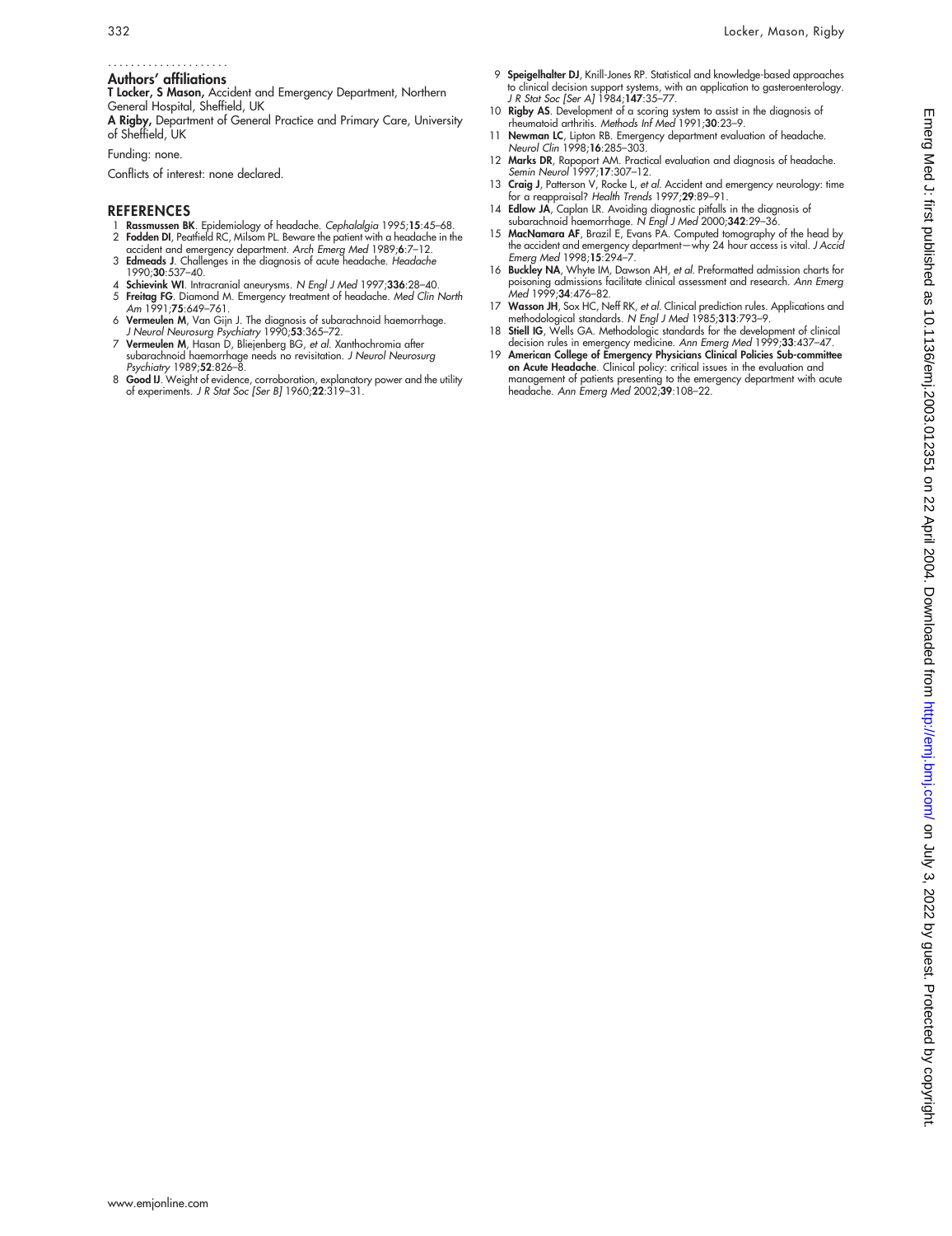## Authors' affiliations

**T Locker, S Mason,** Accident and Emergency Department, Northern General Hospital, Sheffield, UK

**A Rigby,** Department of General Practice and Primary Care, University of Sheffield, UK

Funding: none.

Conflicts of interest: none declared.

## REFERENCES

1. **Rassmussen BK**. Epidemiology of headache. *Cephalalgia* 1995;**15**:45–68.
2. **Fodden DI**, Peatfield RC, Milsom PL. Beware the patient with a headache in the accident and emergency department. *Arch Emerg Med* 1989;**6**:7–12.
3. **Edmeads J**. Challenges in the diagnosis of acute headache. *Headache* 1990;**30**:537–40.
4. **Schievink WI**. Intracranial aneurysms. *N Engl J Med* 1997;**336**:28–40.
5. **Freitag FG**. Diamond M. Emergency treatment of headache. *Med Clin North Am* 1991;**75**:649–761.
6. **Vermeulen M**, Van Gijn J. The diagnosis of subarachnoid haemorrhage. *J Neurol Neurosurg Psychiatry* 1990;**53**:365–72.
7. **Vermeulen M**, Hasan D, Bliejenberg BG, *et al*. Xanthochromia after subarachnoid haemorrhage needs no revisitation. *J Neurol Neurosurg Psychiatry* 1989;**52**:826–8.
8. **Good IJ**. Weight of evidence, corroboration, explanatory power and the utility of experiments. *J R Stat Soc [Ser B]* 1960;**22**:319–31.
9. **Speigelhalter DJ**, Knill-Jones RP. Statistical and knowledge-based approaches to clinical decision support systems, with an application to gasteroenterology. *J R Stat Soc [Ser A]* 1984;**147**:35–77.
10. **Rigby AS**. Development of a scoring system to assist in the diagnosis of rheumatoid arthritis. *Methods Inf Med* 1991;**30**:23–9.
11. **Newman LC**, Lipton RB. Emergency department evaluation of headache. *Neurol Clin* 1998;**16**:285–303.
12. **Marks DR**, Rapoport AM. Practical evaluation and diagnosis of headache. *Semin Neurol* 1997;**17**:307–12.
13. **Craig J**, Patterson V, Rocke L, *et al*. Accident and emergency neurology: time for a reappraisal? *Health Trends* 1997;**29**:89–91.
14. **Edlow JA**, Caplan LR. Avoiding diagnostic pitfalls in the diagnosis of subarachnoid haemorrhage. *N Engl J Med* 2000;**342**:29–36.
15. **MacNamara AF**, Brazil E, Evans PA. Computed tomography of the head by the accident and emergency department—why 24 hour access is vital. *J Accid Emerg Med* 1998;**15**:294–7.
16. **Buckley NA**, Whyte IM, Dawson AH, *et al*. Preformatted admission charts for poisoning admissions facilitate clinical assessment and research. *Ann Emerg Med* 1999;**34**:476–82.
17. **Wasson JH**, Sox HC, Neff RK, *et al*. Clinical prediction rules. Applications and methodological standards. *N Engl J Med* 1985;**313**:793–9.
18. **Stiell IG**, Wells GA. Methodologic standards for the development of clinical decision rules in emergency medicine. *Ann Emerg Med* 1999;**33**:437–47.
19. **American College of Emergency Physicians Clinical Policies Sub-committee on Acute Headache**. Clinical policy: critical issues in the evaluation and management of patients presenting to the emergency department with acute headache. *Ann Emerg Med* 2002;**39**:108–22.